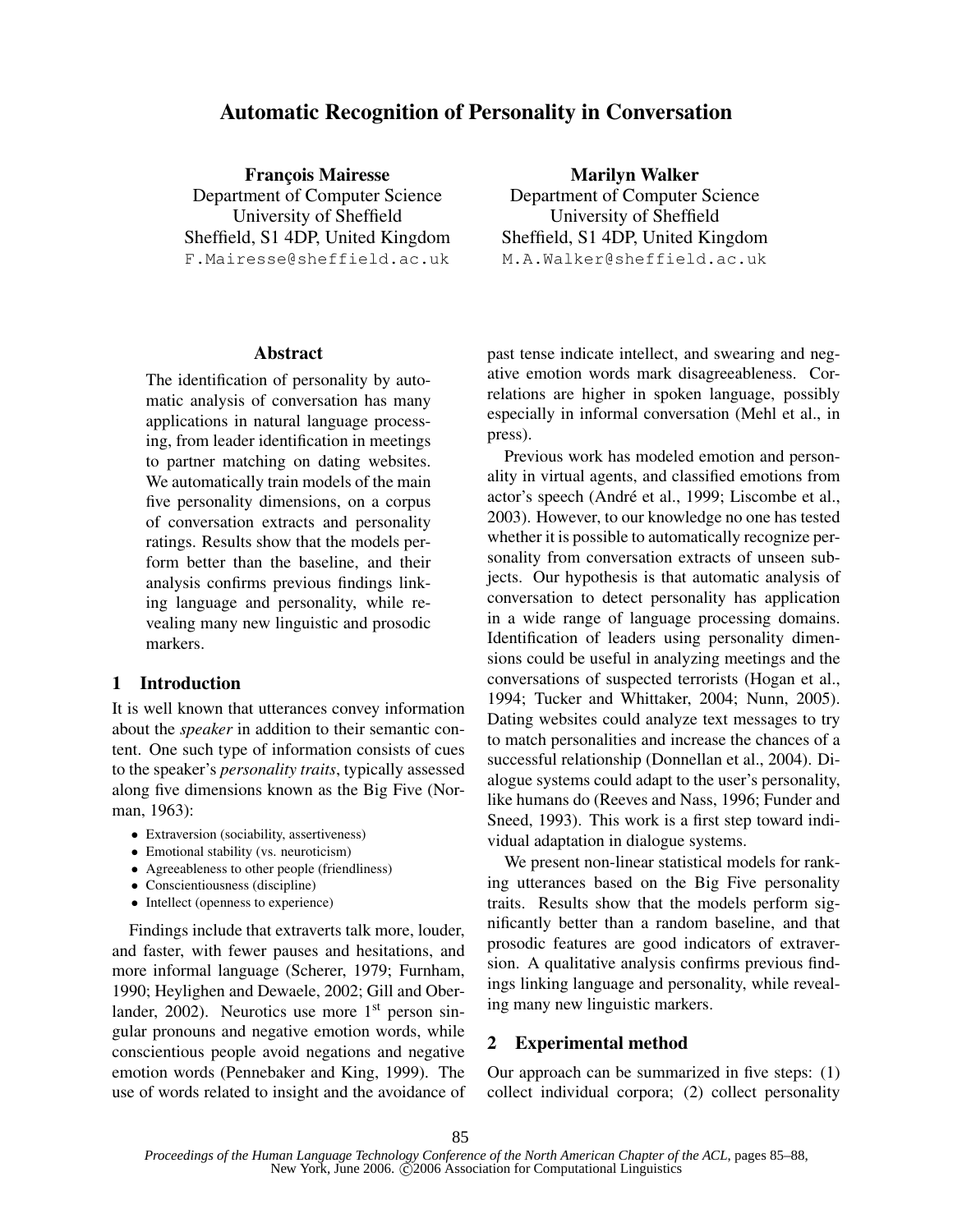# Automatic Recognition of Personality in Conversation

**François Mairesse**
Department of Computer Science
University of Sheffield
Sheffield, S1 4DP, United Kingdom
F.Mairesse@sheffield.ac.uk

**Marilyn Walker**
Department of Computer Science
University of Sheffield
Sheffield, S1 4DP, United Kingdom
M.A.Walker@sheffield.ac.uk

## Abstract

The identification of personality by automatic analysis of conversation has many applications in natural language processing, from leader identification in meetings to partner matching on dating websites. We automatically train models of the main five personality dimensions, on a corpus of conversation extracts and personality ratings. Results show that the models perform better than the baseline, and their analysis confirms previous findings linking language and personality, while revealing many new linguistic and prosodic markers.

## 1 Introduction

It is well known that utterances convey information about the *speaker* in addition to their semantic content. One such type of information consists of cues to the speaker's *personality traits*, typically assessed along five dimensions known as the Big Five (Norman, 1963):

- Extraversion (sociability, assertiveness)
- Emotional stability (vs. neuroticism)
- Agreeableness to other people (friendliness)
- Conscientiousness (discipline)
- Intellect (openness to experience)

Findings include that extraverts talk more, louder, and faster, with fewer pauses and hesitations, and more informal language (Scherer, 1979; Furnham, 1990; Heylighen and Dewaele, 2002; Gill and Oberlander, 2002). Neurotics use more 1st person singular pronouns and negative emotion words, while conscientious people avoid negations and negative emotion words (Pennebaker and King, 1999). The use of words related to insight and the avoidance of past tense indicate intellect, and swearing and negative emotion words mark disagreeableness. Correlations are higher in spoken language, possibly especially in informal conversation (Mehl et al., in press).

Previous work has modeled emotion and personality in virtual agents, and classified emotions from actor's speech (André et al., 1999; Liscombe et al., 2003). However, to our knowledge no one has tested whether it is possible to automatically recognize personality from conversation extracts of unseen subjects. Our hypothesis is that automatic analysis of conversation to detect personality has application in a wide range of language processing domains. Identification of leaders using personality dimensions could be useful in analyzing meetings and the conversations of suspected terrorists (Hogan et al., 1994; Tucker and Whittaker, 2004; Nunn, 2005). Dating websites could analyze text messages to try to match personalities and increase the chances of a successful relationship (Donnellan et al., 2004). Dialogue systems could adapt to the user's personality, like humans do (Reeves and Nass, 1996; Funder and Sneed, 1993). This work is a first step toward individual adaptation in dialogue systems.

We present non-linear statistical models for ranking utterances based on the Big Five personality traits. Results show that the models perform significantly better than a random baseline, and that prosodic features are good indicators of extraversion. A qualitative analysis confirms previous findings linking language and personality, while revealing many new linguistic markers.

## 2 Experimental method

Our approach can be summarized in five steps: (1) collect individual corpora; (2) collect personality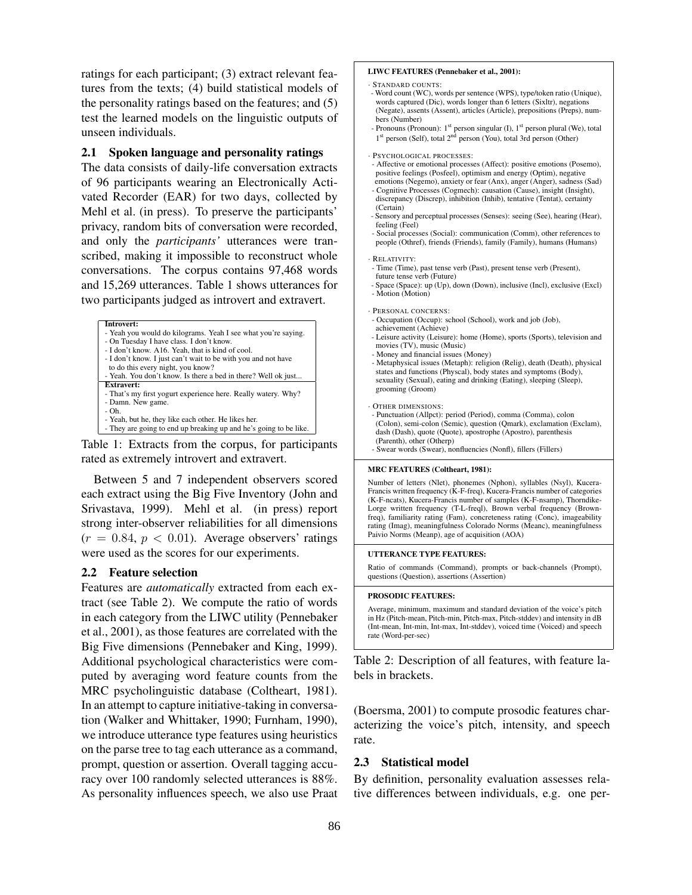ratings for each participant; (3) extract relevant features from the texts; (4) build statistical models of the personality ratings based on the features; and (5) test the learned models on the linguistic outputs of unseen individuals.

### 2.1 Spoken language and personality ratings

The data consists of daily-life conversation extracts of 96 participants wearing an Electronically Activated Recorder (EAR) for two days, collected by Mehl et al. (in press). To preserve the participants' privacy, random bits of conversation were recorded, and only the *participants'* utterances were transcribed, making it impossible to reconstruct whole conversations. The corpus contains 97,468 words and 15,269 utterances. Table 1 shows utterances for two participants judged as introvert and extravert.

| **Introvert:** |
|---|
| - Yeah you would do kilograms. Yeah I see what you're saying. |
| - On Tuesday I have class. I don't know. |
| - I don't know. A16. Yeah, that is kind of cool. |
| - I don't know. I just can't wait to be with you and not have to do this every night, you know? |
| - Yeah. You don't know. Is there a bed in there? Well ok just... |
| **Extravert:** |
| - That's my first yogurt experience here. Really watery. Why? |
| - Damn. New game. |
| - Oh. |
| - Yeah, but he, they like each other. He likes her. |
| - They are going to end up breaking up and he's going to be like. |

Table 1: Extracts from the corpus, for participants rated as extremely introvert and extravert.

Between 5 and 7 independent observers scored each extract using the Big Five Inventory (John and Srivastava, 1999). Mehl et al. (in press) report strong inter-observer reliabilities for all dimensions ($r = 0.84$, $p < 0.01$). Average observers' ratings were used as the scores for our experiments.

### 2.2 Feature selection

Features are *automatically* extracted from each extract (see Table 2). We compute the ratio of words in each category from the LIWC utility (Pennebaker et al., 2001), as those features are correlated with the Big Five dimensions (Pennebaker and King, 1999). Additional psychological characteristics were computed by averaging word feature counts from the MRC psycholinguistic database (Coltheart, 1981). In an attempt to capture initiative-taking in conversation (Walker and Whittaker, 1990; Furnham, 1990), we introduce utterance type features using heuristics on the parse tree to tag each utterance as a command, prompt, question or assertion. Overall tagging accuracy over 100 randomly selected utterances is 88%. As personality influences speech, we also use Praat (Boersma, 2001) to compute prosodic features characterizing the voice's pitch, intensity, and speech rate.

| **LIWC FEATURES (Pennebaker et al., 2001):** |
|---|
| · STANDARD COUNTS:<br>- Word count (WC), words per sentence (WPS), type/token ratio (Unique), words captured (Dic), words longer than 6 letters (Sixltr), negations (Negate), assents (Assent), articles (Article), prepositions (Preps), numbers (Number)<br>- Pronouns (Pronoun): 1st person singular (I), 1st person plural (We), total 1st person (Self), total 2nd person (You), total 3rd person (Other) |
| · PSYCHOLOGICAL PROCESSES:<br>- Affective or emotional processes (Affect): positive emotions (Posemo), positive feelings (Posfeel), optimism and energy (Optim), negative emotions (Negemo), anxiety or fear (Anx), anger (Anger), sadness (Sad)<br>- Cognitive Processes (Cogmech): causation (Cause), insight (Insight), discrepancy (Discrep), inhibition (Inhib), tentative (Tentat), certainty (Certain)<br>- Sensory and perceptual processes (Senses): seeing (See), hearing (Hear), feeling (Feel)<br>- Social processes (Social): communication (Comm), other references to people (Othref), friends (Friends), family (Family), humans (Humans) |
| · RELATIVITY:<br>- Time (Time), past tense verb (Past), present tense verb (Present), future tense verb (Future)<br>- Space (Space): up (Up), down (Down), inclusive (Incl), exclusive (Excl)<br>- Motion (Motion) |
| · PERSONAL CONCERNS:<br>- Occupation (Occup): school (School), work and job (Job), achievement (Achieve)<br>- Leisure activity (Leisure): home (Home), sports (Sports), television and movies (TV), music (Music)<br>- Money and financial issues (Money)<br>- Metaphysical issues (Metaph): religion (Relig), death (Death), physical states and functions (Physcal), body states and symptoms (Body), sexuality (Sexual), eating and drinking (Eating), sleeping (Sleep), grooming (Groom) |
| · OTHER DIMENSIONS:<br>- Punctuation (Allpct): period (Period), comma (Comma), colon (Colon), semi-colon (Semic), question (Qmark), exclamation (Exclam), dash (Dash), quote (Quote), apostrophe (Apostro), parenthesis (Parenth), other (Otherp)<br>- Swear words (Swear), nonfluencies (Nonfl), fillers (Fillers) |
| **MRC FEATURES (Coltheart, 1981):** |
| Number of letters (Nlet), phonemes (Nphon), syllables (Nsyl), Kucera-Francis written frequency (K-F-freq), Kucera-Francis number of categories (K-F-ncats), Kucera-Francis number of samples (K-F-nsamp), Thorndike-Lorge written frequency (T-L-freql), Brown verbal frequency (Brown-freq), familiarity rating (Fam), concreteness rating (Conc), imageability rating (Imag), meaningfulness Colorado Norms (Meanc), meaningfulness Paivio Norms (Meanp), age of acquisition (AOA) |
| **UTTERANCE TYPE FEATURES:** |
| Ratio of commands (Command), prompts or back-channels (Prompt), questions (Question), assertions (Assertion) |
| **PROSODIC FEATURES:** |
| Average, minimum, maximum and standard deviation of the voice's pitch in Hz (Pitch-mean, Pitch-min, Pitch-max, Pitch-stddev) and intensity in dB (Int-mean, Int-min, Int-max, Int-stddev), voiced time (Voiced) and speech rate (Word-per-sec) |

Table 2: Description of all features, with feature labels in brackets.

### 2.3 Statistical model

By definition, personality evaluation assesses relative differences between individuals, e.g. one per-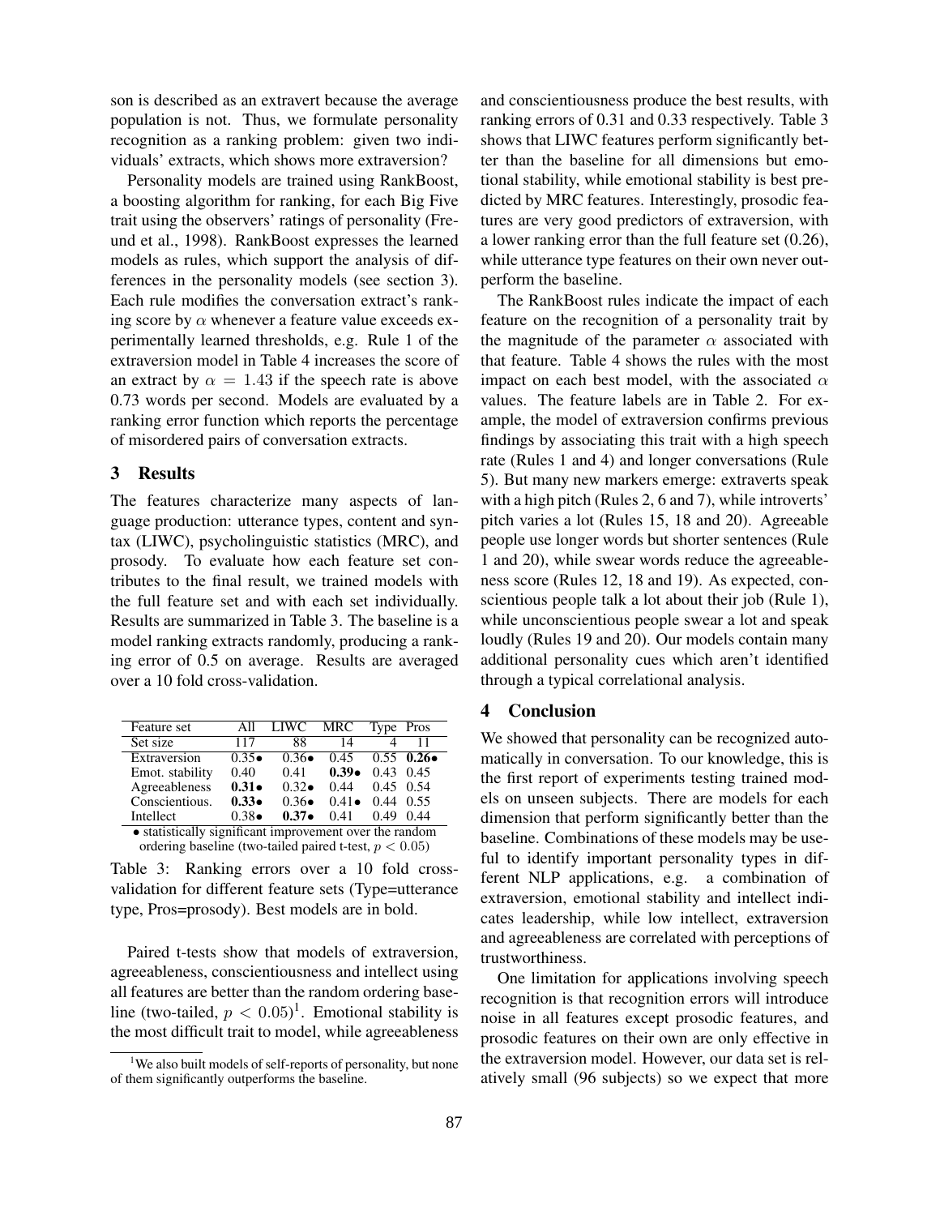son is described as an extravert because the average population is not. Thus, we formulate personality recognition as a ranking problem: given two individuals' extracts, which shows more extraversion?

Personality models are trained using RankBoost, a boosting algorithm for ranking, for each Big Five trait using the observers' ratings of personality (Freund et al., 1998). RankBoost expresses the learned models as rules, which support the analysis of differences in the personality models (see section 3). Each rule modifies the conversation extract's ranking score by $\alpha$ whenever a feature value exceeds experimentally learned thresholds, e.g. Rule 1 of the extraversion model in Table 4 increases the score of an extract by $\alpha = 1.43$ if the speech rate is above 0.73 words per second. Models are evaluated by a ranking error function which reports the percentage of misordered pairs of conversation extracts.

## 3 Results

The features characterize many aspects of language production: utterance types, content and syntax (LIWC), psycholinguistic statistics (MRC), and prosody. To evaluate how each feature set contributes to the final result, we trained models with the full feature set and with each set individually. Results are summarized in Table 3. The baseline is a model ranking extracts randomly, producing a ranking error of 0.5 on average. Results are averaged over a 10 fold cross-validation.

| Feature set | All | LIWC | MRC | Type | Pros |
|---|---|---|---|---|---|
| Set size | 117 | 88 | 14 | 4 | 11 |
| Extraversion | 0.35• | 0.36• | 0.45 | 0.55 | **0.26•** |
| Emot. stability | 0.40 | 0.41 | **0.39•** | 0.43 | 0.45 |
| Agreeableness | **0.31•** | 0.32• | 0.44 | 0.45 | 0.54 |
| Conscientious. | **0.33•** | 0.36• | 0.41• | 0.44 | 0.55 |
| Intellect | 0.38• | **0.37•** | 0.41 | 0.49 | 0.44 |

• statistically significant improvement over the random ordering baseline (two-tailed paired t-test, $p < 0.05$)

Table 3: Ranking errors over a 10 fold cross-validation for different feature sets (Type=utterance type, Pros=prosody). Best models are in bold.

Paired t-tests show that models of extraversion, agreeableness, conscientiousness and intellect using all features are better than the random ordering baseline (two-tailed, $p < 0.05$)[1]. Emotional stability is the most difficult trait to model, while agreeableness and conscientiousness produce the best results, with ranking errors of 0.31 and 0.33 respectively. Table 3 shows that LIWC features perform significantly better than the baseline for all dimensions but emotional stability, while emotional stability is best predicted by MRC features. Interestingly, prosodic features are very good predictors of extraversion, with a lower ranking error than the full feature set (0.26), while utterance type features on their own never outperform the baseline.

The RankBoost rules indicate the impact of each feature on the recognition of a personality trait by the magnitude of the parameter $\alpha$ associated with that feature. Table 4 shows the rules with the most impact on each best model, with the associated $\alpha$ values. The feature labels are in Table 2. For example, the model of extraversion confirms previous findings by associating this trait with a high speech rate (Rules 1 and 4) and longer conversations (Rule 5). But many new markers emerge: extraverts speak with a high pitch (Rules 2, 6 and 7), while introverts' pitch varies a lot (Rules 15, 18 and 20). Agreeable people use longer words but shorter sentences (Rule 1 and 20), while swear words reduce the agreeableness score (Rules 12, 18 and 19). As expected, conscientious people talk a lot about their job (Rule 1), while unconscientious people swear a lot and speak loudly (Rules 19 and 20). Our models contain many additional personality cues which aren't identified through a typical correlational analysis.

[1] We also built models of self-reports of personality, but none of them significantly outperforms the baseline.

## 4 Conclusion

We showed that personality can be recognized automatically in conversation. To our knowledge, this is the first report of experiments testing trained models on unseen subjects. There are models for each dimension that perform significantly better than the baseline. Combinations of these models may be useful to identify important personality types in different NLP applications, e.g. a combination of extraversion, emotional stability and intellect indicates leadership, while low intellect, extraversion and agreeableness are correlated with perceptions of trustworthiness.

One limitation for applications involving speech recognition is that recognition errors will introduce noise in all features except prosodic features, and prosodic features on their own are only effective in the extraversion model. However, our data set is relatively small (96 subjects) so we expect that more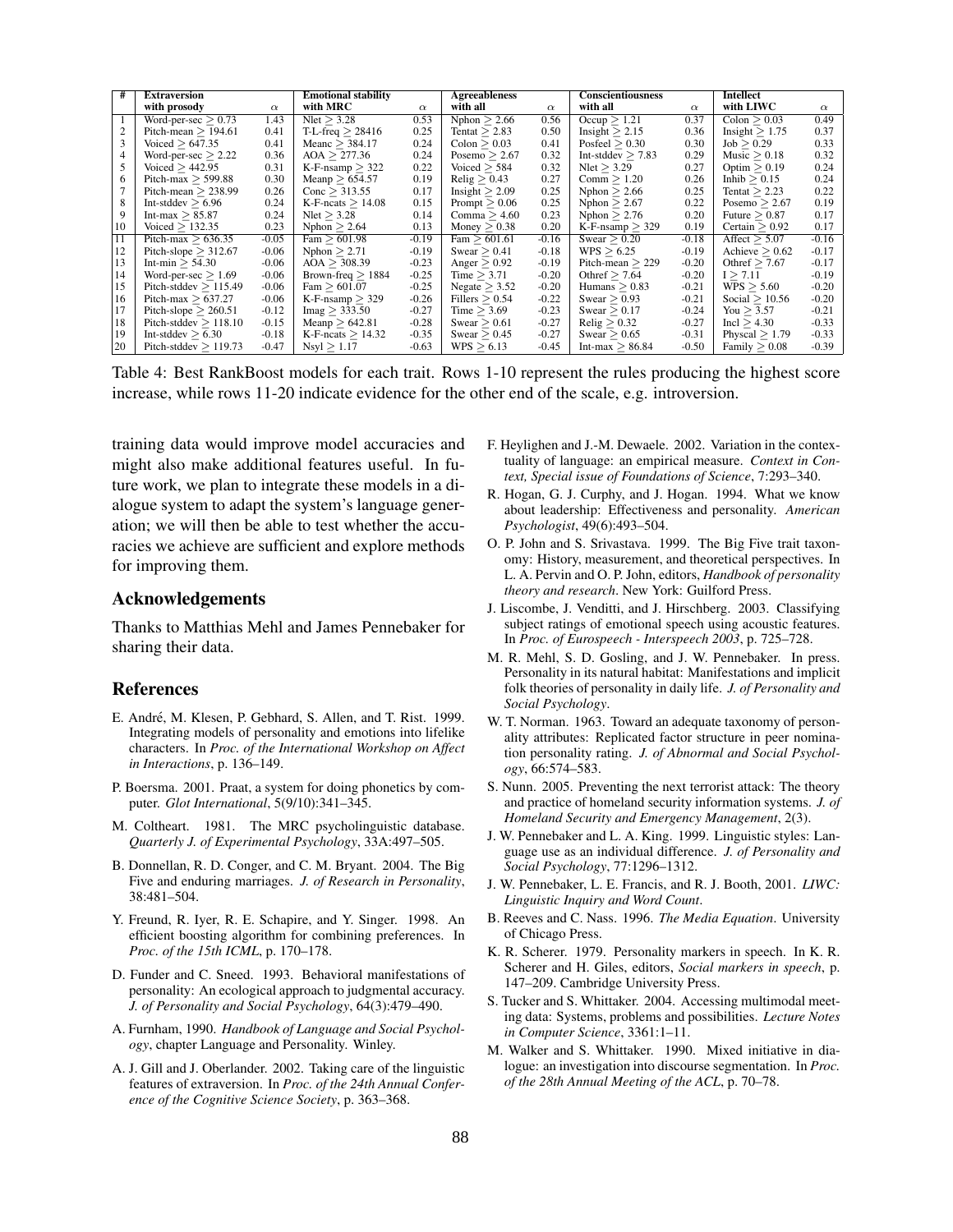| # | Extraversion with prosody | $\alpha$ | Emotional stability with MRC | $\alpha$ | Agreeableness with all | $\alpha$ | Conscientiousness with all | $\alpha$ | Intellect with LIWC | $\alpha$ |
|---|---|---|---|---|---|---|---|---|---|---|
| 1 | Word-per-sec $\geq 0.73$ | 1.43 | Nlet $\geq 3.28$ | 0.53 | Nphon $\geq 2.66$ | 0.56 | Occup $\geq 1.21$ | 0.37 | Colon $\geq 0.03$ | 0.49 |
| 2 | Pitch-mean $\geq 194.61$ | 0.41 | T-L-freq $\geq 28416$ | 0.25 | Tentat $\geq 2.83$ | 0.50 | Insight $\geq 2.15$ | 0.36 | Insight $\geq 1.75$ | 0.37 |
| 3 | Voiced $\geq 647.35$ | 0.41 | Meanc $\geq 384.17$ | 0.24 | Colon $\geq 0.03$ | 0.41 | Posfeel $\geq 0.30$ | 0.30 | Job $\geq 0.29$ | 0.33 |
| 4 | Word-per-sec $\geq 2.22$ | 0.36 | AOA $\geq 277.36$ | 0.24 | Posemo $\geq 2.67$ | 0.32 | Int-stddev $\geq 7.83$ | 0.29 | Music $\geq 0.18$ | 0.32 |
| 5 | Voiced $\geq 442.95$ | 0.31 | K-F-nsamp $\geq 322$ | 0.22 | Voiced $\geq 584$ | 0.32 | Nlet $\geq 3.29$ | 0.27 | Optim $\geq 0.19$ | 0.24 |
| 6 | Pitch-max $\geq 599.88$ | 0.30 | Meanp $\geq 654.57$ | 0.19 | Relig $\geq 0.43$ | 0.27 | Comm $\geq 1.20$ | 0.26 | Inhib $\geq 0.15$ | 0.24 |
| 7 | Pitch-mean $\geq 238.99$ | 0.26 | Conc $\geq 313.55$ | 0.17 | Insight $\geq 2.09$ | 0.25 | Nphon $\geq 2.66$ | 0.25 | Tentat $\geq 2.23$ | 0.22 |
| 8 | Int-stddev $\geq 6.96$ | 0.24 | K-F-ncats $\geq 14.08$ | 0.15 | Prompt $\geq 0.06$ | 0.25 | Nphon $\geq 2.67$ | 0.22 | Posemo $\geq 2.67$ | 0.19 |
| 9 | Int-max $\geq 85.87$ | 0.24 | Nlet $\geq 3.28$ | 0.14 | Comma $\geq 4.60$ | 0.23 | Nphon $\geq 2.76$ | 0.20 | Future $\geq 0.87$ | 0.17 |
| 10 | Voiced $\geq 132.35$ | 0.23 | Nphon $\geq 2.64$ | 0.13 | Money $\geq 0.38$ | 0.20 | K-F-nsamp $\geq 329$ | 0.19 | Certain $\geq 0.92$ | 0.17 |
| 11 | Pitch-max $\geq 636.35$ | -0.05 | Fam $\geq 601.98$ | -0.19 | Fam $\geq 601.61$ | -0.16 | Swear $\geq 0.20$ | -0.18 | Affect $\geq 5.07$ | -0.16 |
| 12 | Pitch-slope $\geq 312.67$ | -0.06 | Nphon $\geq 2.71$ | -0.19 | Swear $\geq 0.41$ | -0.18 | WPS $\geq 6.25$ | -0.19 | Achieve $\geq 0.62$ | -0.17 |
| 13 | Int-min $\geq 54.30$ | -0.06 | AOA $\geq 308.39$ | -0.23 | Anger $\geq 0.92$ | -0.19 | Pitch-mean $\geq 229$ | -0.20 | Othref $\geq 7.67$ | -0.17 |
| 14 | Word-per-sec $\geq 1.69$ | -0.06 | Brown-freq $\geq 1884$ | -0.25 | Time $\geq 3.71$ | -0.20 | Othref $\geq 7.64$ | -0.20 | I $\geq 7.11$ | -0.19 |
| 15 | Pitch-stddev $\geq 115.49$ | -0.06 | Fam $\geq 601.07$ | -0.25 | Negate $\geq 3.52$ | -0.20 | Humans $\geq 0.83$ | -0.21 | WPS $\geq 5.60$ | -0.20 |
| 16 | Pitch-max $\geq 637.27$ | -0.06 | K-F-nsamp $\geq 329$ | -0.26 | Fillers $\geq 0.54$ | -0.22 | Swear $\geq 0.93$ | -0.21 | Social $\geq 10.56$ | -0.20 |
| 17 | Pitch-slope $\geq 260.51$ | -0.12 | Imag $\geq 333.50$ | -0.27 | Time $\geq 3.69$ | -0.23 | Swear $\geq 0.17$ | -0.24 | You $\geq 3.57$ | -0.21 |
| 18 | Pitch-stddev $\geq 118.10$ | -0.15 | Meanp $\geq 642.81$ | -0.28 | Swear $\geq 0.61$ | -0.27 | Relig $\geq 0.32$ | -0.27 | Incl $\geq 4.30$ | -0.33 |
| 19 | Int-stddev $\geq 6.30$ | -0.18 | K-F-ncats $\geq 14.32$ | -0.35 | Swear $\geq 0.45$ | -0.27 | Swear $\geq 0.65$ | -0.31 | Physcal $\geq 1.79$ | -0.33 |
| 20 | Pitch-stddev $\geq 119.73$ | -0.47 | Nsyl $\geq 1.17$ | -0.63 | WPS $\geq 6.13$ | -0.45 | Int-max $\geq 86.84$ | -0.50 | Family $\geq 0.08$ | -0.39 |

Table 4: Best RankBoost models for each trait. Rows 1-10 represent the rules producing the highest score increase, while rows 11-20 indicate evidence for the other end of the scale, e.g. introversion.

training data would improve model accuracies and might also make additional features useful. In future work, we plan to integrate these models in a dialogue system to adapt the system's language generation; we will then be able to test whether the accuracies we achieve are sufficient and explore methods for improving them.

## Acknowledgements

Thanks to Matthias Mehl and James Pennebaker for sharing their data.

## References

E. André, M. Klesen, P. Gebhard, S. Allen, and T. Rist. 1999. Integrating models of personality and emotions into lifelike characters. In *Proc. of the International Workshop on Affect in Interactions*, p. 136–149.

P. Boersma. 2001. Praat, a system for doing phonetics by computer. *Glot International*, 5(9/10):341–345.

M. Coltheart. 1981. The MRC psycholinguistic database. *Quarterly J. of Experimental Psychology*, 33A:497–505.

B. Donnellan, R. D. Conger, and C. M. Bryant. 2004. The Big Five and enduring marriages. *J. of Research in Personality*, 38:481–504.

Y. Freund, R. Iyer, R. E. Schapire, and Y. Singer. 1998. An efficient boosting algorithm for combining preferences. In *Proc. of the 15th ICML*, p. 170–178.

D. Funder and C. Sneed. 1993. Behavioral manifestations of personality: An ecological approach to judgmental accuracy. *J. of Personality and Social Psychology*, 64(3):479–490.

A. Furnham, 1990. *Handbook of Language and Social Psychology*, chapter Language and Personality. Winley.

A. J. Gill and J. Oberlander. 2002. Taking care of the linguistic features of extraversion. In *Proc. of the 24th Annual Conference of the Cognitive Science Society*, p. 363–368.

F. Heylighen and J.-M. Dewaele. 2002. Variation in the contextuality of language: an empirical measure. *Context in Context, Special issue of Foundations of Science*, 7:293–340.

R. Hogan, G. J. Curphy, and J. Hogan. 1994. What we know about leadership: Effectiveness and personality. *American Psychologist*, 49(6):493–504.

O. P. John and S. Srivastava. 1999. The Big Five trait taxonomy: History, measurement, and theoretical perspectives. In L. A. Pervin and O. P. John, editors, *Handbook of personality theory and research*. New York: Guilford Press.

J. Liscombe, J. Venditti, and J. Hirschberg. 2003. Classifying subject ratings of emotional speech using acoustic features. In *Proc. of Eurospeech - Interspeech 2003*, p. 725–728.

M. R. Mehl, S. D. Gosling, and J. W. Pennebaker. In press. Personality in its natural habitat: Manifestations and implicit folk theories of personality in daily life. *J. of Personality and Social Psychology*.

W. T. Norman. 1963. Toward an adequate taxonomy of personality attributes: Replicated factor structure in peer nomination personality rating. *J. of Abnormal and Social Psychology*, 66:574–583.

S. Nunn. 2005. Preventing the next terrorist attack: The theory and practice of homeland security information systems. *J. of Homeland Security and Emergency Management*, 2(3).

J. W. Pennebaker and L. A. King. 1999. Linguistic styles: Language use as an individual difference. *J. of Personality and Social Psychology*, 77:1296–1312.

J. W. Pennebaker, L. E. Francis, and R. J. Booth, 2001. *LIWC: Linguistic Inquiry and Word Count*.

B. Reeves and C. Nass. 1996. *The Media Equation*. University of Chicago Press.

K. R. Scherer. 1979. Personality markers in speech. In K. R. Scherer and H. Giles, editors, *Social markers in speech*, p. 147–209. Cambridge University Press.

S. Tucker and S. Whittaker. 2004. Accessing multimodal meeting data: Systems, problems and possibilities. *Lecture Notes in Computer Science*, 3361:1–11.

M. Walker and S. Whittaker. 1990. Mixed initiative in dialogue: an investigation into discourse segmentation. In *Proc. of the 28th Annual Meeting of the ACL*, p. 70–78.